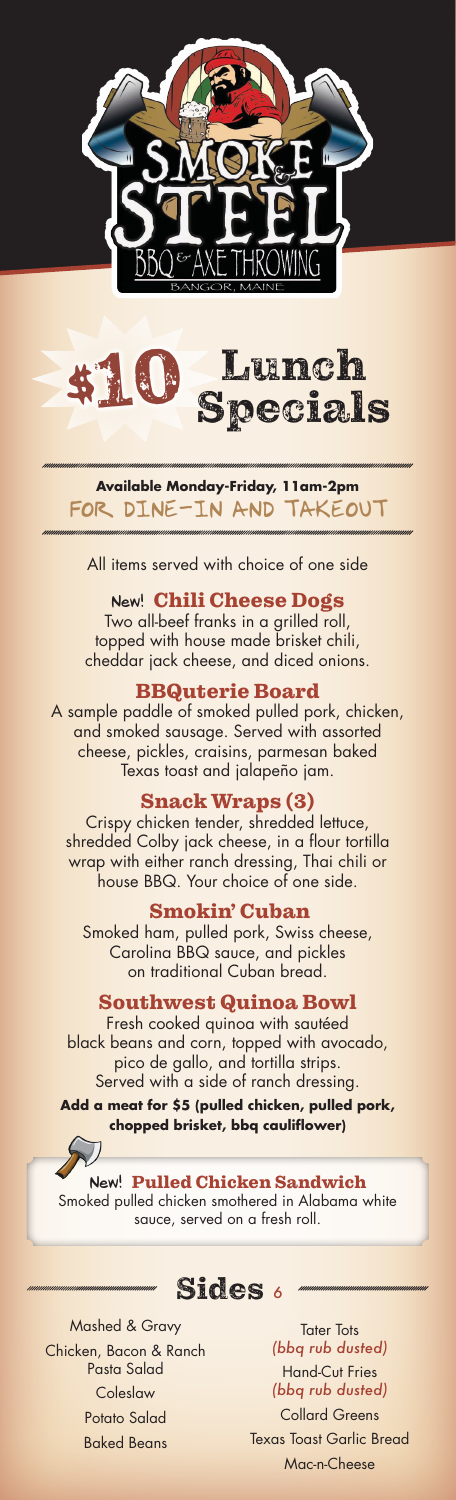# Smoke & Steel

BBQ & AXE THROWING

BANGOR, MAINE

# $10 Lunch Specials

**Available Monday-Friday, 11am-2pm**

FOR DINE-IN AND TAKEOUT

All items served with choice of one side

### New! Chili Cheese Dogs

Two all-beef franks in a grilled roll, topped with house made brisket chili, cheddar jack cheese, and diced onions.

### BBQuterie Board

A sample paddle of smoked pulled pork, chicken, and smoked sausage. Served with assorted cheese, pickles, craisins, parmesan baked Texas toast and jalapeño jam.

### Snack Wraps (3)

Crispy chicken tender, shredded lettuce, shredded Colby jack cheese, in a flour tortilla wrap with either ranch dressing, Thai chili or house BBQ. Your choice of one side.

### Smokin' Cuban

Smoked ham, pulled pork, Swiss cheese, Carolina BBQ sauce, and pickles on traditional Cuban bread.

### Southwest Quinoa Bowl

Fresh cooked quinoa with sautéed black beans and corn, topped with avocado, pico de gallo, and tortilla strips. Served with a side of ranch dressing.

**Add a meat for $5 (pulled chicken, pulled pork, chopped brisket, bbq cauliflower)**

### New! Pulled Chicken Sandwich

Smoked pulled chicken smothered in Alabama white sauce, served on a fresh roll.

## Sides 6

- Mashed & Gravy
- Chicken, Bacon & Ranch Pasta Salad
- Coleslaw
- Potato Salad
- Baked Beans
- Tater Tots *(bbq rub dusted)*
- Hand-Cut Fries *(bbq rub dusted)*
- Collard Greens
- Texas Toast Garlic Bread
- Mac-n-Cheese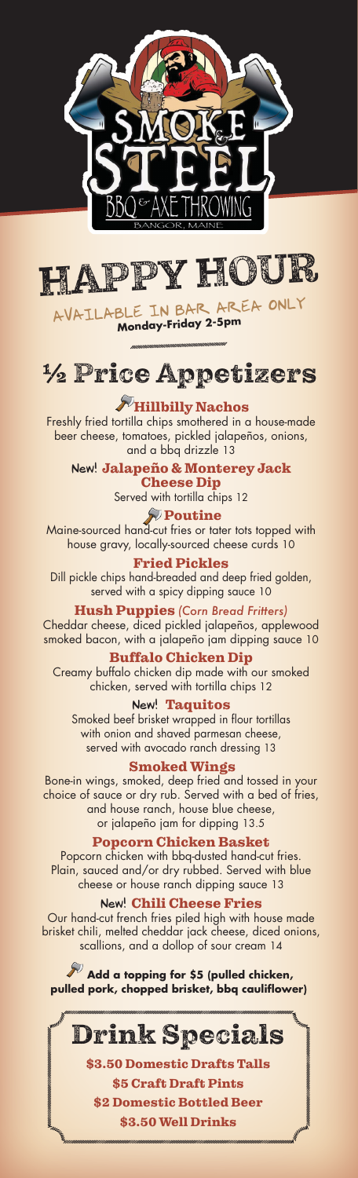SMOKE & STEEL

BBQ & AXE THROWING

BANGOR, MAINE

# HAPPY HOUR

AVAILABLE IN BAR AREA ONLY

**Monday-Friday 2-5pm**

## ½ Price Appetizers

### Hillbilly Nachos

Freshly fried tortilla chips smothered in a house-made beer cheese, tomatoes, pickled jalapeños, onions, and a bbq drizzle 13

### New! Jalapeño & Monterey Jack Cheese Dip

Served with tortilla chips 12

### Poutine

Maine-sourced hand-cut fries or tater tots topped with house gravy, locally-sourced cheese curds 10

### Fried Pickles

Dill pickle chips hand-breaded and deep fried golden, served with a spicy dipping sauce 10

### Hush Puppies *(Corn Bread Fritters)*

Cheddar cheese, diced pickled jalapeños, applewood smoked bacon, with a jalapeño jam dipping sauce 10

### Buffalo Chicken Dip

Creamy buffalo chicken dip made with our smoked chicken, served with tortilla chips 12

### New! Taquitos

Smoked beef brisket wrapped in flour tortillas with onion and shaved parmesan cheese, served with avocado ranch dressing 13

### Smoked Wings

Bone-in wings, smoked, deep fried and tossed in your choice of sauce or dry rub. Served with a bed of fries, and house ranch, house blue cheese, or jalapeño jam for dipping 13.5

### Popcorn Chicken Basket

Popcorn chicken with bbq-dusted hand-cut fries. Plain, sauced and/or dry rubbed. Served with blue cheese or house ranch dipping sauce 13

### New! Chili Cheese Fries

Our hand-cut french fries piled high with house made brisket chili, melted cheddar jack cheese, diced onions, scallions, and a dollop of sour cream 14

**Add a topping for $5 (pulled chicken, pulled pork, chopped brisket, bbq cauliflower)**

## Drink Specials

**$3.50 Domestic Drafts Talls**

**$5 Craft Draft Pints**

**$2 Domestic Bottled Beer**

**$3.50 Well Drinks**